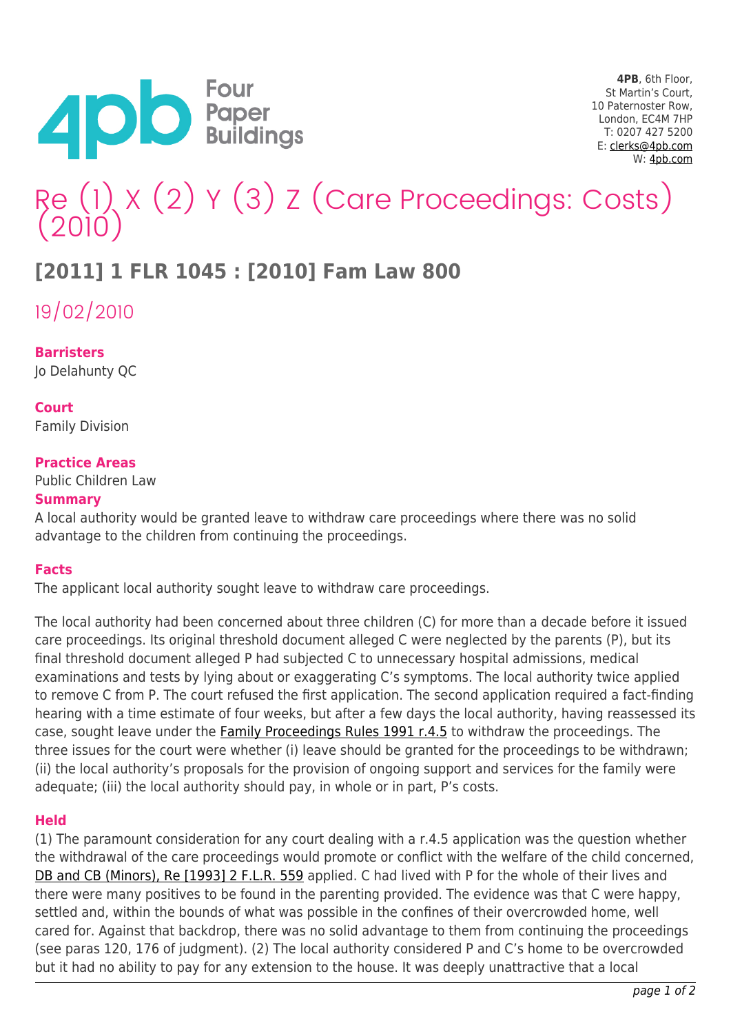Four Paper Buildings

**4PB**, 6th Floor,
St Martin's Court,
10 Paternoster Row,
London, EC4M 7HP
T: 0207 427 5200
E: clerks@4pb.com
W: 4pb.com

# Re (1) X (2) Y (3) Z (Care Proceedings: Costs) (2010)

## [2011] 1 FLR 1045 : [2010] Fam Law 800

19/02/2010

**Barristers**
Jo Delahunty QC

**Court**
Family Division

**Practice Areas**
Public Children Law

**Summary**
A local authority would be granted leave to withdraw care proceedings where there was no solid advantage to the children from continuing the proceedings.

**Facts**
The applicant local authority sought leave to withdraw care proceedings.

The local authority had been concerned about three children (C) for more than a decade before it issued care proceedings. Its original threshold document alleged C were neglected by the parents (P), but its final threshold document alleged P had subjected C to unnecessary hospital admissions, medical examinations and tests by lying about or exaggerating C's symptoms. The local authority twice applied to remove C from P. The court refused the first application. The second application required a fact-finding hearing with a time estimate of four weeks, but after a few days the local authority, having reassessed its case, sought leave under the Family Proceedings Rules 1991 r.4.5 to withdraw the proceedings. The three issues for the court were whether (i) leave should be granted for the proceedings to be withdrawn; (ii) the local authority's proposals for the provision of ongoing support and services for the family were adequate; (iii) the local authority should pay, in whole or in part, P's costs.

**Held**
(1) The paramount consideration for any court dealing with a r.4.5 application was the question whether the withdrawal of the care proceedings would promote or conflict with the welfare of the child concerned, DB and CB (Minors), Re [1993] 2 F.L.R. 559 applied. C had lived with P for the whole of their lives and there were many positives to be found in the parenting provided. The evidence was that C were happy, settled and, within the bounds of what was possible in the confines of their overcrowded home, well cared for. Against that backdrop, there was no solid advantage to them from continuing the proceedings (see paras 120, 176 of judgment). (2) The local authority considered P and C's home to be overcrowded but it had no ability to pay for any extension to the house. It was deeply unattractive that a local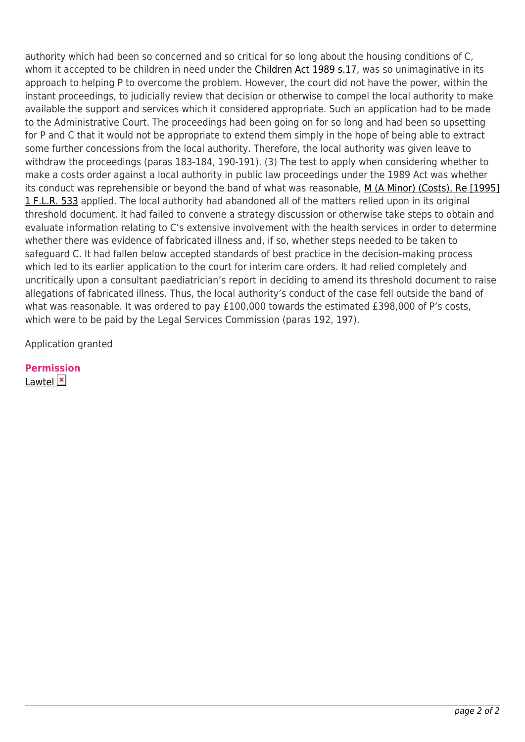authority which had been so concerned and so critical for so long about the housing conditions of C, whom it accepted to be children in need under the Children Act 1989 s.17, was so unimaginative in its approach to helping P to overcome the problem. However, the court did not have the power, within the instant proceedings, to judicially review that decision or otherwise to compel the local authority to make available the support and services which it considered appropriate. Such an application had to be made to the Administrative Court. The proceedings had been going on for so long and had been so upsetting for P and C that it would not be appropriate to extend them simply in the hope of being able to extract some further concessions from the local authority. Therefore, the local authority was given leave to withdraw the proceedings (paras 183-184, 190-191). (3) The test to apply when considering whether to make a costs order against a local authority in public law proceedings under the 1989 Act was whether its conduct was reprehensible or beyond the band of what was reasonable, M (A Minor) (Costs), Re [1995] 1 F.L.R. 533 applied. The local authority had abandoned all of the matters relied upon in its original threshold document. It had failed to convene a strategy discussion or otherwise take steps to obtain and evaluate information relating to C's extensive involvement with the health services in order to determine whether there was evidence of fabricated illness and, if so, whether steps needed to be taken to safeguard C. It had fallen below accepted standards of best practice in the decision-making process which led to its earlier application to the court for interim care orders. It had relied completely and uncritically upon a consultant paediatrician's report in deciding to amend its threshold document to raise allegations of fabricated illness. Thus, the local authority's conduct of the case fell outside the band of what was reasonable. It was ordered to pay £100,000 towards the estimated £398,000 of P's costs, which were to be paid by the Legal Services Commission (paras 192, 197).

Application granted

**Permission**

Lawtel